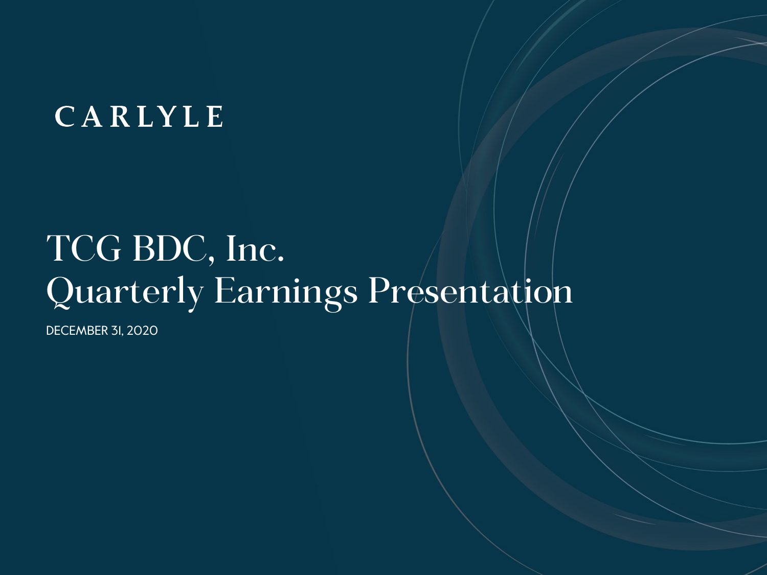CARLYLE

# TCG BDC, Inc.
# Quarterly Earnings Presentation

DECEMBER 31, 2020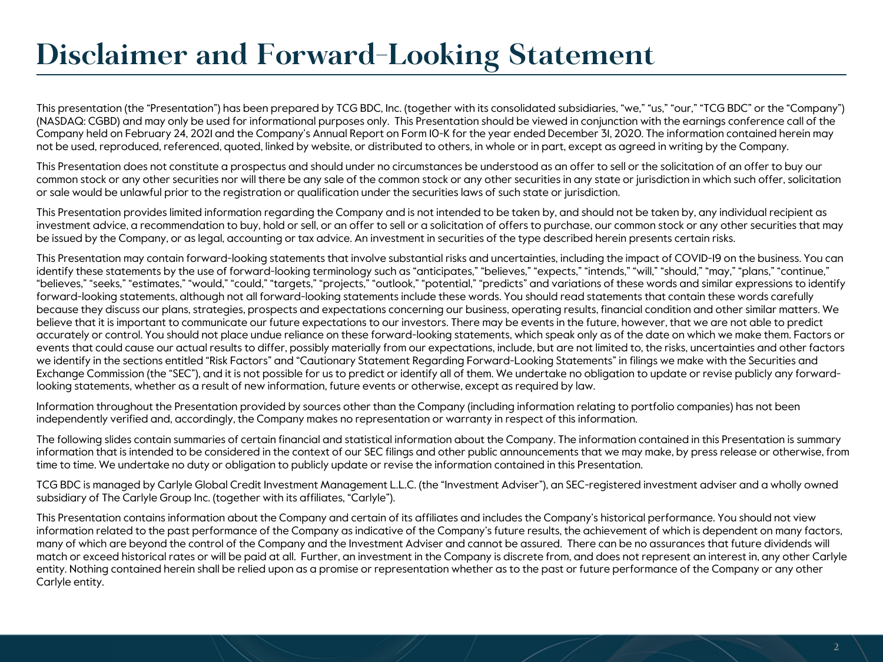# Disclaimer and Forward-Looking Statement

This presentation (the "Presentation") has been prepared by TCG BDC, Inc. (together with its consolidated subsidiaries, "we," "us," "our," "TCG BDC" or the "Company") (NASDAQ: CGBD) and may only be used for informational purposes only. This Presentation should be viewed in conjunction with the earnings conference call of the Company held on February 24, 2021 and the Company's Annual Report on Form 10-K for the year ended December 31, 2020. The information contained herein may not be used, reproduced, referenced, quoted, linked by website, or distributed to others, in whole or in part, except as agreed in writing by the Company.

This Presentation does not constitute a prospectus and should under no circumstances be understood as an offer to sell or the solicitation of an offer to buy our common stock or any other securities nor will there be any sale of the common stock or any other securities in any state or jurisdiction in which such offer, solicitation or sale would be unlawful prior to the registration or qualification under the securities laws of such state or jurisdiction.

This Presentation provides limited information regarding the Company and is not intended to be taken by, and should not be taken by, any individual recipient as investment advice, a recommendation to buy, hold or sell, or an offer to sell or a solicitation of offers to purchase, our common stock or any other securities that may be issued by the Company, or as legal, accounting or tax advice. An investment in securities of the type described herein presents certain risks.

This Presentation may contain forward-looking statements that involve substantial risks and uncertainties, including the impact of COVID-19 on the business. You can identify these statements by the use of forward-looking terminology such as "anticipates," "believes," "expects," "intends," "will," "should," "may," "plans," "continue," "believes," "seeks," "estimates," "would," "could," "targets," "projects," "outlook," "potential," "predicts" and variations of these words and similar expressions to identify forward-looking statements, although not all forward-looking statements include these words. You should read statements that contain these words carefully because they discuss our plans, strategies, prospects and expectations concerning our business, operating results, financial condition and other similar matters. We believe that it is important to communicate our future expectations to our investors. There may be events in the future, however, that we are not able to predict accurately or control. You should not place undue reliance on these forward-looking statements, which speak only as of the date on which we make them. Factors or events that could cause our actual results to differ, possibly materially from our expectations, include, but are not limited to, the risks, uncertainties and other factors we identify in the sections entitled "Risk Factors" and "Cautionary Statement Regarding Forward-Looking Statements" in filings we make with the Securities and Exchange Commission (the "SEC"), and it is not possible for us to predict or identify all of them. We undertake no obligation to update or revise publicly any forward-looking statements, whether as a result of new information, future events or otherwise, except as required by law.

Information throughout the Presentation provided by sources other than the Company (including information relating to portfolio companies) has not been independently verified and, accordingly, the Company makes no representation or warranty in respect of this information.

The following slides contain summaries of certain financial and statistical information about the Company. The information contained in this Presentation is summary information that is intended to be considered in the context of our SEC filings and other public announcements that we may make, by press release or otherwise, from time to time. We undertake no duty or obligation to publicly update or revise the information contained in this Presentation.

TCG BDC is managed by Carlyle Global Credit Investment Management L.L.C. (the "Investment Adviser"), an SEC-registered investment adviser and a wholly owned subsidiary of The Carlyle Group Inc. (together with its affiliates, "Carlyle").

This Presentation contains information about the Company and certain of its affiliates and includes the Company's historical performance. You should not view information related to the past performance of the Company as indicative of the Company's future results, the achievement of which is dependent on many factors, many of which are beyond the control of the Company and the Investment Adviser and cannot be assured. There can be no assurances that future dividends will match or exceed historical rates or will be paid at all. Further, an investment in the Company is discrete from, and does not represent an interest in, any other Carlyle entity. Nothing contained herein shall be relied upon as a promise or representation whether as to the past or future performance of the Company or any other Carlyle entity.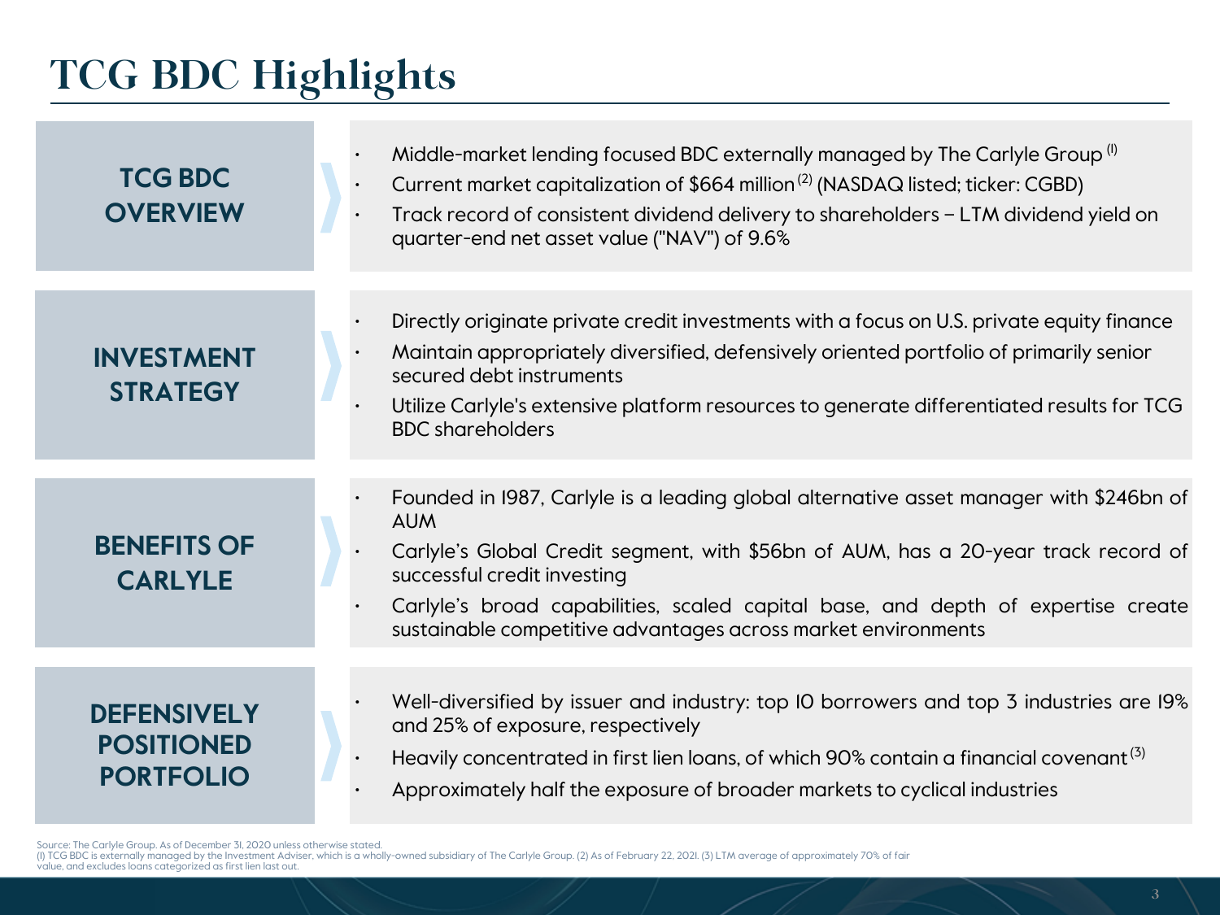# TCG BDC Highlights

## TCG BDC OVERVIEW

- Middle-market lending focused BDC externally managed by The Carlyle Group [1]
- Current market capitalization of $664 million [2] (NASDAQ listed; ticker: CGBD)
- Track record of consistent dividend delivery to shareholders – LTM dividend yield on quarter-end net asset value ("NAV") of 9.6%

## INVESTMENT STRATEGY

- Directly originate private credit investments with a focus on U.S. private equity finance
- Maintain appropriately diversified, defensively oriented portfolio of primarily senior secured debt instruments
- Utilize Carlyle's extensive platform resources to generate differentiated results for TCG BDC shareholders

## BENEFITS OF CARLYLE

- Founded in 1987, Carlyle is a leading global alternative asset manager with $246bn of AUM
- Carlyle's Global Credit segment, with $56bn of AUM, has a 20-year track record of successful credit investing
- Carlyle's broad capabilities, scaled capital base, and depth of expertise create sustainable competitive advantages across market environments

## DEFENSIVELY POSITIONED PORTFOLIO

- Well-diversified by issuer and industry: top 10 borrowers and top 3 industries are 19% and 25% of exposure, respectively
- Heavily concentrated in first lien loans, of which 90% contain a financial covenant [3]
- Approximately half the exposure of broader markets to cyclical industries

Source: The Carlyle Group. As of December 31, 2020 unless otherwise stated.
(1) TCG BDC is externally managed by the Investment Adviser, which is a wholly-owned subsidiary of The Carlyle Group. (2) As of February 22, 2021. (3) LTM average of approximately 70% of fair value, and excludes loans categorized as first lien last out.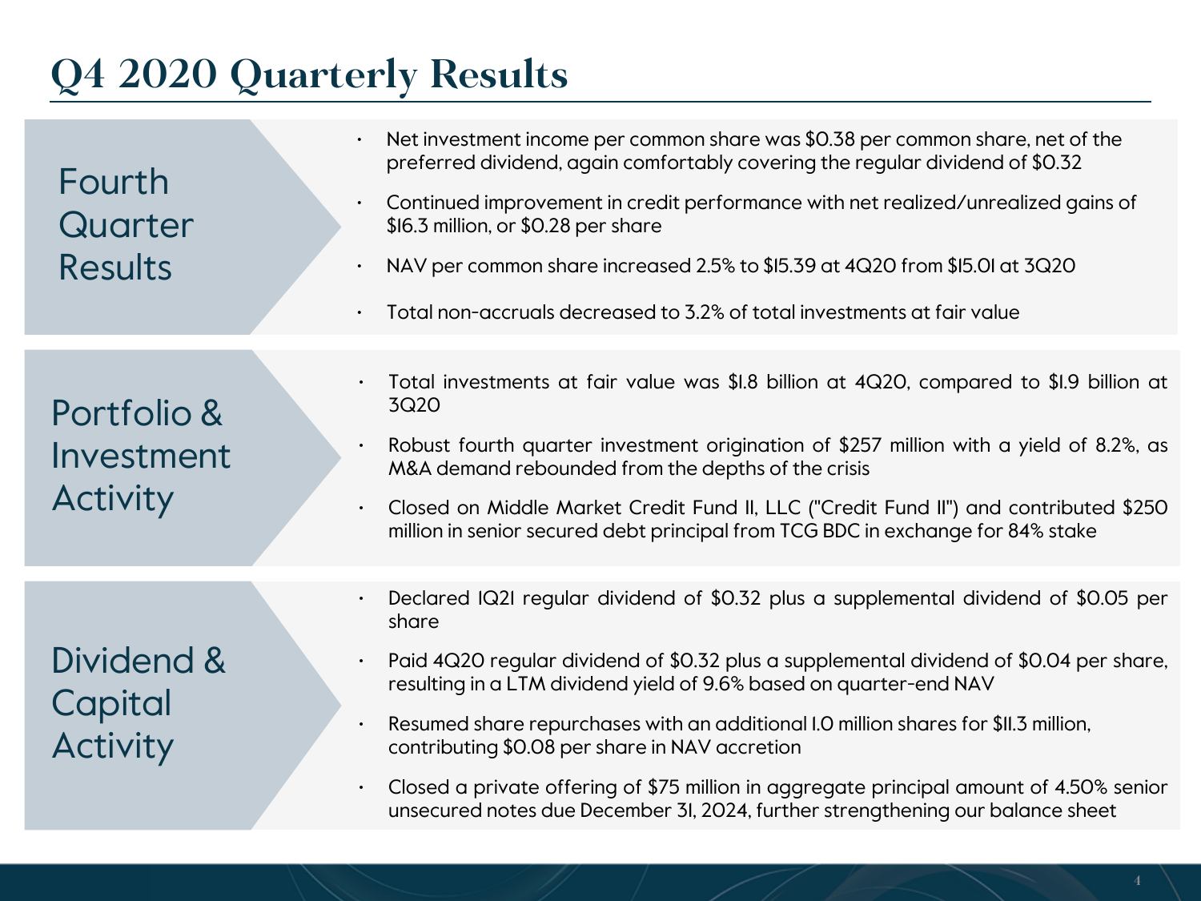# Q4 2020 Quarterly Results

## Fourth Quarter Results

- Net investment income per common share was $0.38 per common share, net of the preferred dividend, again comfortably covering the regular dividend of $0.32
- Continued improvement in credit performance with net realized/unrealized gains of $16.3 million, or $0.28 per share
- NAV per common share increased 2.5% to $15.39 at 4Q20 from $15.01 at 3Q20
- Total non-accruals decreased to 3.2% of total investments at fair value

## Portfolio & Investment Activity

- Total investments at fair value was $1.8 billion at 4Q20, compared to $1.9 billion at 3Q20
- Robust fourth quarter investment origination of $257 million with a yield of 8.2%, as M&A demand rebounded from the depths of the crisis
- Closed on Middle Market Credit Fund II, LLC ("Credit Fund II") and contributed $250 million in senior secured debt principal from TCG BDC in exchange for 84% stake

## Dividend & Capital Activity

- Declared 1Q21 regular dividend of $0.32 plus a supplemental dividend of $0.05 per share
- Paid 4Q20 regular dividend of $0.32 plus a supplemental dividend of $0.04 per share, resulting in a LTM dividend yield of 9.6% based on quarter-end NAV
- Resumed share repurchases with an additional 1.0 million shares for $11.3 million, contributing $0.08 per share in NAV accretion
- Closed a private offering of $75 million in aggregate principal amount of 4.50% senior unsecured notes due December 31, 2024, further strengthening our balance sheet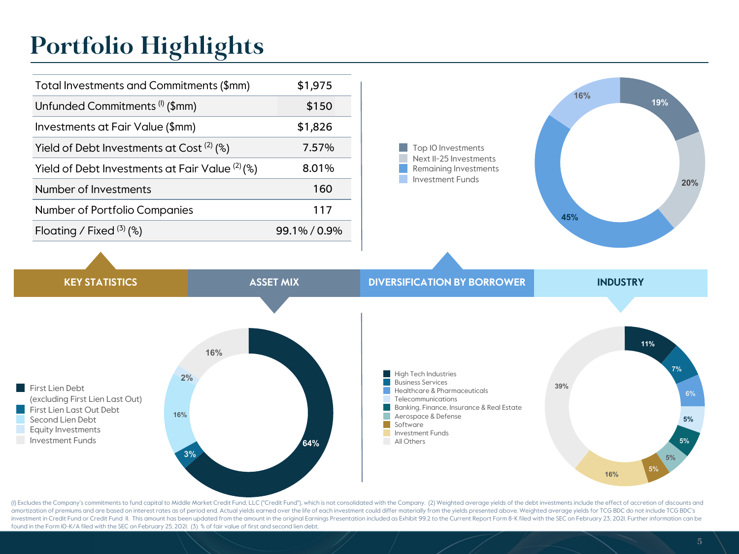# Portfolio Highlights

## KEY STATISTICS

| | |
|---|---|
| Total Investments and Commitments ($mm) | $1,975 |
| Unfunded Commitments [1] ($mm) | $150 |
| Investments at Fair Value ($mm) | $1,826 |
| Yield of Debt Investments at Cost [2] (%) | 7.57% |
| Yield of Debt Investments at Fair Value [2] (%) | 8.01% |
| Number of Investments | 160 |
| Number of Portfolio Companies | 117 |
| Floating / Fixed [3] (%) | 99.1% / 0.9% |

## DIVERSIFICATION BY BORROWER

| Category | % |
|---|---|
| Top 10 Investments | 19% |
| Next 11-25 Investments | 20% |
| Remaining Investments | 45% |
| Investment Funds | 16% |

## ASSET MIX

| Category | % |
|---|---|
| First Lien Debt (excluding First Lien Last Out) | 64% |
| First Lien Last Out Debt | 3% |
| Second Lien Debt | 16% |
| Equity Investments | 2% |
| Investment Funds | 16% |

## INDUSTRY

| Category | % |
|---|---|
| High Tech Industries | 11% |
| Business Services | 7% |
| Healthcare & Pharmaceuticals | 6% |
| Telecommunications | 5% |
| Banking, Finance, Insurance & Real Estate | 5% |
| Aerospace & Defense | 5% |
| Software | 5% |
| Investment Funds | 16% |
| All Others | 39% |

(1) Excludes the Company's commitments to fund capital to Middle Market Credit Fund, LLC ("Credit Fund"), which is not consolidated with the Company. (2) Weighted average yields of the debt investments include the effect of accretion of discounts and amortization of premiums and are based on interest rates as of period end. Actual yields earned over the life of each investment could differ materially from the yields presented above. Weighted average yields for TCG BDC do not include TCG BDC's investment in Credit Fund or Credit Fund II. This amount has been updated from the amount in the original Earnings Presentation included as Exhibit 99.2 to the Current Report Form 8-K filed with the SEC on February 23, 2021. Further information can be found in the Form 10-K/A filed with the SEC on February 25, 2021. (3) % of fair value of first and second lien debt.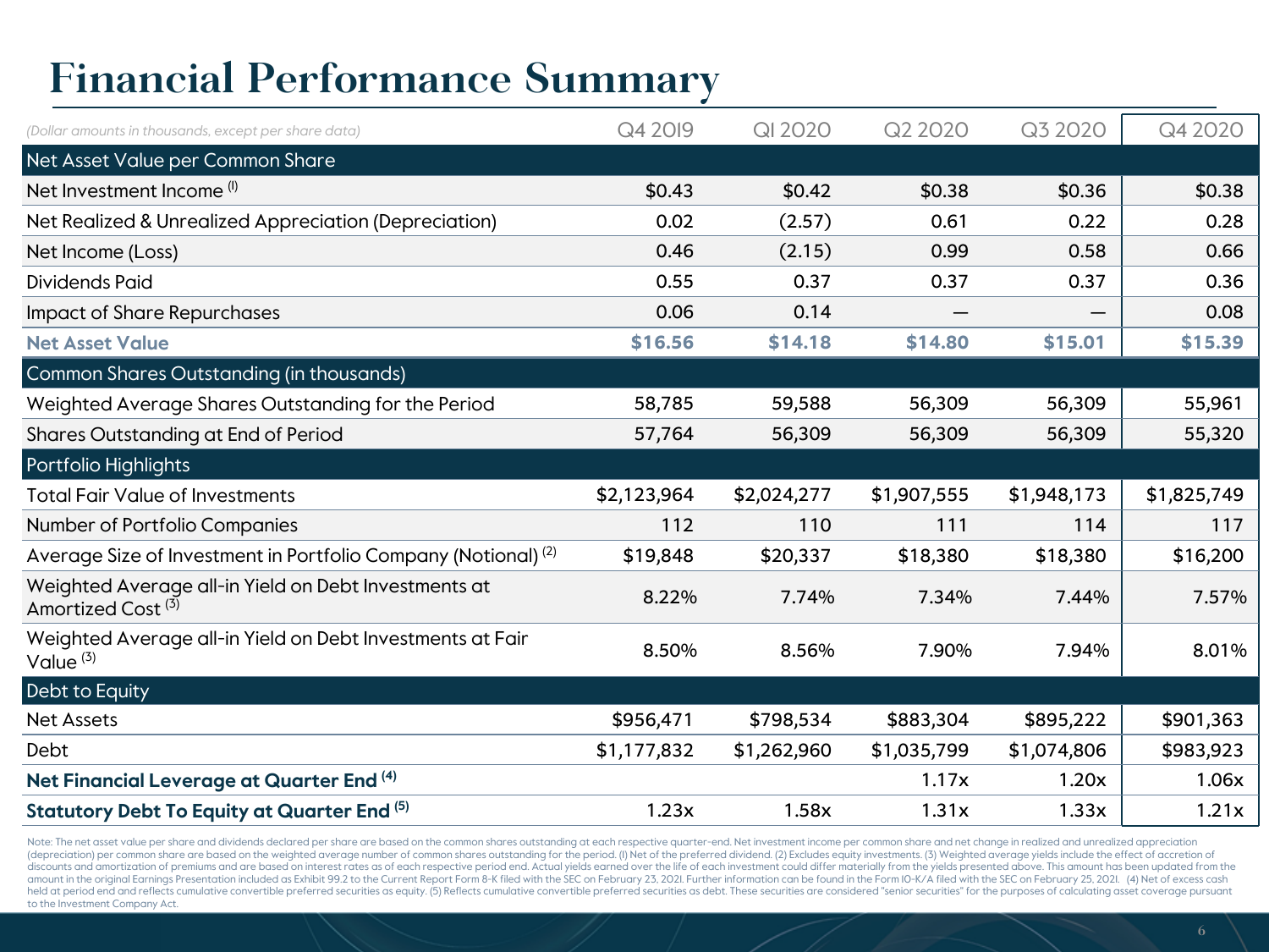# Financial Performance Summary

| *(Dollar amounts in thousands, except per share data)* | Q4 2019 | Q1 2020 | Q2 2020 | Q3 2020 | Q4 2020 |
|---|---|---|---|---|---|
| **Net Asset Value per Common Share** | | | | | |
| Net Investment Income [1] | $0.43 | $0.42 | $0.38 | $0.36 | $0.38 |
| Net Realized & Unrealized Appreciation (Depreciation) | 0.02 | (2.57) | 0.61 | 0.22 | 0.28 |
| Net Income (Loss) | 0.46 | (2.15) | 0.99 | 0.58 | 0.66 |
| Dividends Paid | 0.55 | 0.37 | 0.37 | 0.37 | 0.36 |
| Impact of Share Repurchases | 0.06 | 0.14 | — | — | 0.08 |
| **Net Asset Value** | **$16.56** | **$14.18** | **$14.80** | **$15.01** | **$15.39** |
| **Common Shares Outstanding (in thousands)** | | | | | |
| Weighted Average Shares Outstanding for the Period | 58,785 | 59,588 | 56,309 | 56,309 | 55,961 |
| Shares Outstanding at End of Period | 57,764 | 56,309 | 56,309 | 56,309 | 55,320 |
| **Portfolio Highlights** | | | | | |
| Total Fair Value of Investments | $2,123,964 | $2,024,277 | $1,907,555 | $1,948,173 | $1,825,749 |
| Number of Portfolio Companies | 112 | 110 | 111 | 114 | 117 |
| Average Size of Investment in Portfolio Company (Notional) [2] | $19,848 | $20,337 | $18,380 | $18,380 | $16,200 |
| Weighted Average all-in Yield on Debt Investments at Amortized Cost [3] | 8.22% | 7.74% | 7.34% | 7.44% | 7.57% |
| Weighted Average all-in Yield on Debt Investments at Fair Value [3] | 8.50% | 8.56% | 7.90% | 7.94% | 8.01% |
| **Debt to Equity** | | | | | |
| Net Assets | $956,471 | $798,534 | $883,304 | $895,222 | $901,363 |
| Debt | $1,177,832 | $1,262,960 | $1,035,799 | $1,074,806 | $983,923 |
| **Net Financial Leverage at Quarter End [4]** | | | 1.17x | 1.20x | 1.06x |
| **Statutory Debt To Equity at Quarter End [5]** | 1.23x | 1.58x | 1.31x | 1.33x | 1.21x |

Note: The net asset value per share and dividends declared per share are based on the common shares outstanding at each respective quarter-end. Net investment income per common share and net change in realized and unrealized appreciation (depreciation) per common share are based on the weighted average number of common shares outstanding for the period. (1) Net of the preferred dividend. (2) Excludes equity investments. (3) Weighted average yields include the effect of accretion of discounts and amortization of premiums and are based on interest rates as of each respective period end. Actual yields earned over the life of each investment could differ materially from the yields presented above. This amount has been updated from the amount in the original Earnings Presentation included as Exhibit 99.2 to the Current Report Form 8-K filed with the SEC on February 23, 2021. Further information can be found in the Form 10-K/A filed with the SEC on February 25, 2021. (4) Net of excess cash held at period end and reflects cumulative convertible preferred securities as equity. (5) Reflects cumulative convertible preferred securities as debt. These securities are considered "senior securities" for the purposes of calculating asset coverage pursuant to the Investment Company Act.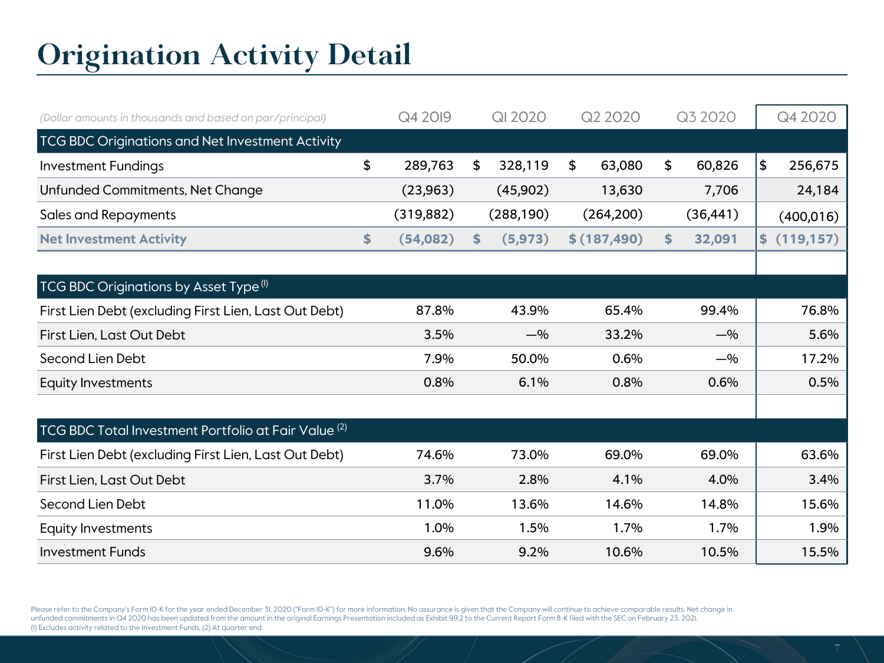# Origination Activity Detail

| *(Dollar amounts in thousands and based on par/principal)* | Q4 2019 | Q1 2020 | Q2 2020 | Q3 2020 | Q4 2020 |
|---|---|---|---|---|---|
| **TCG BDC Originations and Net Investment Activity** | | | | | |
| Investment Fundings | $ 289,763 | $ 328,119 | $ 63,080 | $ 60,826 | $ 256,675 |
| Unfunded Commitments, Net Change | (23,963) | (45,902) | 13,630 | 7,706 | 24,184 |
| Sales and Repayments | (319,882) | (288,190) | (264,200) | (36,441) | (400,016) |
| **Net Investment Activity** | **$ (54,082)** | **$ (5,973)** | **$ (187,490)** | **$ 32,091** | **$ (119,157)** |
| **TCG BDC Originations by Asset Type [1]** | | | | | |
| First Lien Debt (excluding First Lien, Last Out Debt) | 87.8% | 43.9% | 65.4% | 99.4% | 76.8% |
| First Lien, Last Out Debt | 3.5% | —% | 33.2% | —% | 5.6% |
| Second Lien Debt | 7.9% | 50.0% | 0.6% | —% | 17.2% |
| Equity Investments | 0.8% | 6.1% | 0.8% | 0.6% | 0.5% |
| **TCG BDC Total Investment Portfolio at Fair Value [2]** | | | | | |
| First Lien Debt (excluding First Lien, Last Out Debt) | 74.6% | 73.0% | 69.0% | 69.0% | 63.6% |
| First Lien, Last Out Debt | 3.7% | 2.8% | 4.1% | 4.0% | 3.4% |
| Second Lien Debt | 11.0% | 13.6% | 14.6% | 14.8% | 15.6% |
| Equity Investments | 1.0% | 1.5% | 1.7% | 1.7% | 1.9% |
| Investment Funds | 9.6% | 9.2% | 10.6% | 10.5% | 15.5% |

Please refer to the Company's Form 10-K for the year ended December 31, 2020 ("Form 10-K") for more information. No assurance is given that the Company will continue to achieve comparable results. Net change in unfunded commitments in Q4 2020 has been updated from the amount in the original Earnings Presentation included as Exhibit 99.2 to the Current Report Form 8-K filed with the SEC on February 23, 2021.
(1) Excludes activity related to the Investment Funds. (2) At quarter end.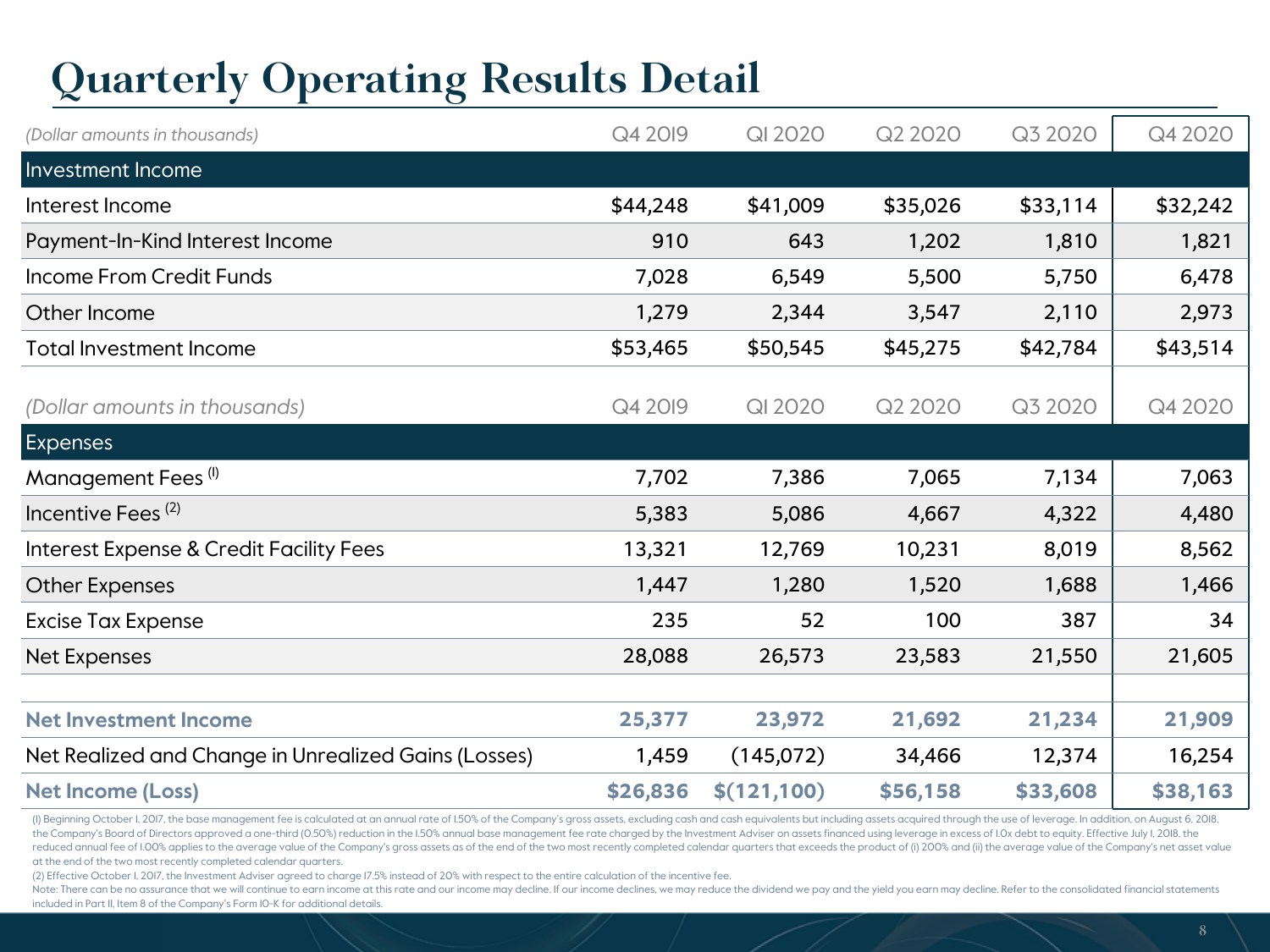# Quarterly Operating Results Detail

| (Dollar amounts in thousands) | Q4 2019 | Q1 2020 | Q2 2020 | Q3 2020 | Q4 2020 |
|---|---|---|---|---|---|
| **Investment Income** | | | | | |
| Interest Income | $44,248 | $41,009 | $35,026 | $33,114 | $32,242 |
| Payment-In-Kind Interest Income | 910 | 643 | 1,202 | 1,810 | 1,821 |
| Income From Credit Funds | 7,028 | 6,549 | 5,500 | 5,750 | 6,478 |
| Other Income | 1,279 | 2,344 | 3,547 | 2,110 | 2,973 |
| Total Investment Income | $53,465 | $50,545 | $45,275 | $42,784 | $43,514 |

| (Dollar amounts in thousands) | Q4 2019 | Q1 2020 | Q2 2020 | Q3 2020 | Q4 2020 |
|---|---|---|---|---|---|
| **Expenses** | | | | | |
| Management Fees [1] | 7,702 | 7,386 | 7,065 | 7,134 | 7,063 |
| Incentive Fees [2] | 5,383 | 5,086 | 4,667 | 4,322 | 4,480 |
| Interest Expense & Credit Facility Fees | 13,321 | 12,769 | 10,231 | 8,019 | 8,562 |
| Other Expenses | 1,447 | 1,280 | 1,520 | 1,688 | 1,466 |
| Excise Tax Expense | 235 | 52 | 100 | 387 | 34 |
| Net Expenses | 28,088 | 26,573 | 23,583 | 21,550 | 21,605 |
| | | | | | |
| **Net Investment Income** | **25,377** | **23,972** | **21,692** | **21,234** | **21,909** |
| Net Realized and Change in Unrealized Gains (Losses) | 1,459 | (145,072) | 34,466 | 12,374 | 16,254 |
| **Net Income (Loss)** | **$26,836** | **$(121,100)** | **$56,158** | **$33,608** | **$38,163** |

(1) Beginning October 1, 2017, the base management fee is calculated at an annual rate of 1.50% of the Company's gross assets, excluding cash and cash equivalents but including assets acquired through the use of leverage. In addition, on August 6, 2018, the Company's Board of Directors approved a one-third (0.50%) reduction in the 1.50% annual base management fee rate charged by the Investment Adviser on assets financed using leverage in excess of 1.0x debt to equity. Effective July 1, 2018, the reduced annual fee of 1.00% applies to the average value of the Company's gross assets as of the end of the two most recently completed calendar quarters that exceeds the product of (i) 200% and (ii) the average value of the Company's net asset value at the end of the two most recently completed calendar quarters.

(2) Effective October 1, 2017, the Investment Adviser agreed to charge 17.5% instead of 20% with respect to the entire calculation of the incentive fee.

Note: There can be no assurance that we will continue to earn income at this rate and our income may decline. If our income declines, we may reduce the dividend we pay and the yield you earn may decline. Refer to the consolidated financial statements included in Part II, Item 8 of the Company's Form 10-K for additional details.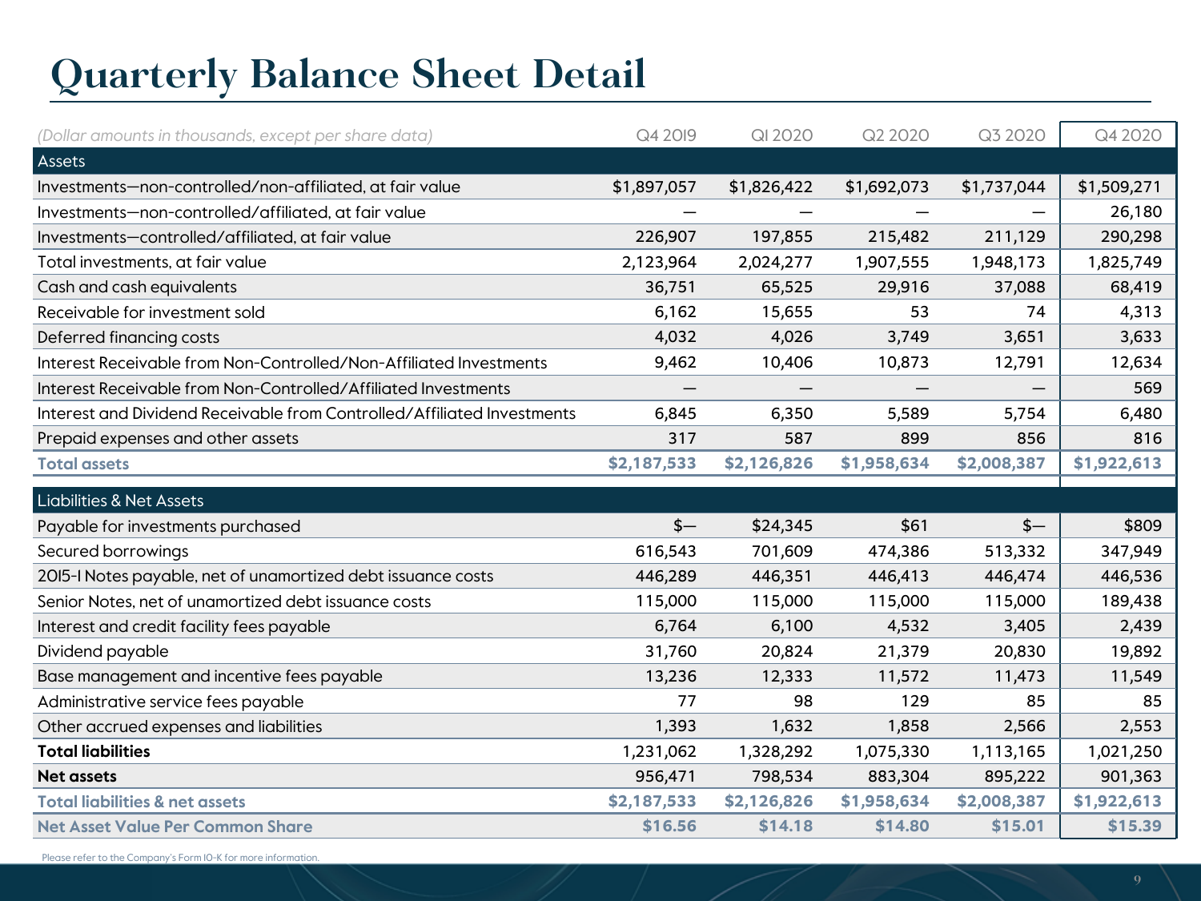# Quarterly Balance Sheet Detail

| (Dollar amounts in thousands, except per share data) | Q4 2019 | Q1 2020 | Q2 2020 | Q3 2020 | Q4 2020 |
|---|---|---|---|---|---|
| **Assets** | | | | | |
| Investments—non-controlled/non-affiliated, at fair value | $1,897,057 | $1,826,422 | $1,692,073 | $1,737,044 | $1,509,271 |
| Investments—non-controlled/affiliated, at fair value | — | — | — | — | 26,180 |
| Investments—controlled/affiliated, at fair value | 226,907 | 197,855 | 215,482 | 211,129 | 290,298 |
| Total investments, at fair value | 2,123,964 | 2,024,277 | 1,907,555 | 1,948,173 | 1,825,749 |
| Cash and cash equivalents | 36,751 | 65,525 | 29,916 | 37,088 | 68,419 |
| Receivable for investment sold | 6,162 | 15,655 | 53 | 74 | 4,313 |
| Deferred financing costs | 4,032 | 4,026 | 3,749 | 3,651 | 3,633 |
| Interest Receivable from Non-Controlled/Non-Affiliated Investments | 9,462 | 10,406 | 10,873 | 12,791 | 12,634 |
| Interest Receivable from Non-Controlled/Affiliated Investments | — | — | — | — | 569 |
| Interest and Dividend Receivable from Controlled/Affiliated Investments | 6,845 | 6,350 | 5,589 | 5,754 | 6,480 |
| Prepaid expenses and other assets | 317 | 587 | 899 | 856 | 816 |
| **Total assets** | **$2,187,533** | **$2,126,826** | **$1,958,634** | **$2,008,387** | **$1,922,613** |
| **Liabilities & Net Assets** | | | | | |
| Payable for investments purchased | $— | $24,345 | $61 | $— | $809 |
| Secured borrowings | 616,543 | 701,609 | 474,386 | 513,332 | 347,949 |
| 2015-1 Notes payable, net of unamortized debt issuance costs | 446,289 | 446,351 | 446,413 | 446,474 | 446,536 |
| Senior Notes, net of unamortized debt issuance costs | 115,000 | 115,000 | 115,000 | 115,000 | 189,438 |
| Interest and credit facility fees payable | 6,764 | 6,100 | 4,532 | 3,405 | 2,439 |
| Dividend payable | 31,760 | 20,824 | 21,379 | 20,830 | 19,892 |
| Base management and incentive fees payable | 13,236 | 12,333 | 11,572 | 11,473 | 11,549 |
| Administrative service fees payable | 77 | 98 | 129 | 85 | 85 |
| Other accrued expenses and liabilities | 1,393 | 1,632 | 1,858 | 2,566 | 2,553 |
| **Total liabilities** | 1,231,062 | 1,328,292 | 1,075,330 | 1,113,165 | 1,021,250 |
| **Net assets** | 956,471 | 798,534 | 883,304 | 895,222 | 901,363 |
| **Total liabilities & net assets** | **$2,187,533** | **$2,126,826** | **$1,958,634** | **$2,008,387** | **$1,922,613** |
| **Net Asset Value Per Common Share** | **$16.56** | **$14.18** | **$14.80** | **$15.01** | **$15.39** |

Please refer to the Company's Form 10-K for more information.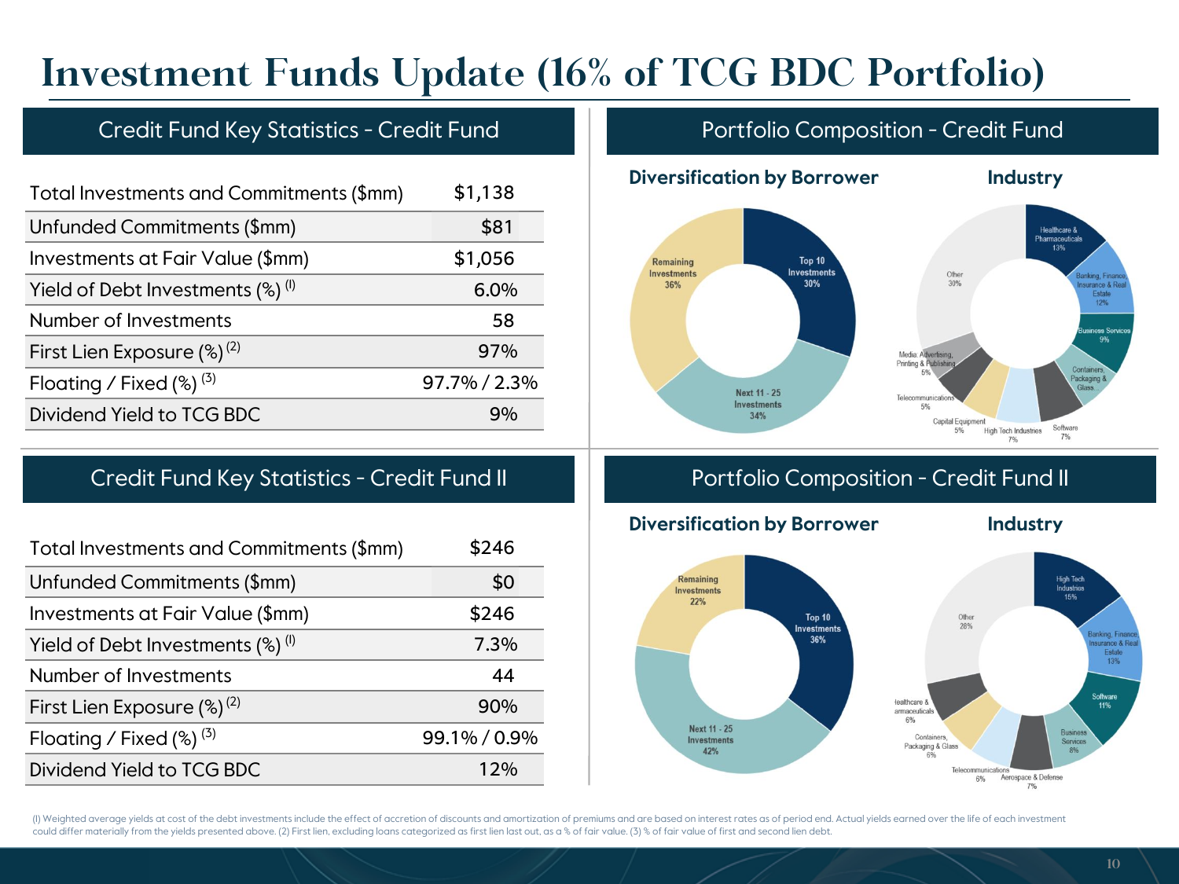# Investment Funds Update (16% of TCG BDC Portfolio)

## Credit Fund Key Statistics - Credit Fund

| | |
|---|---|
| Total Investments and Commitments ($mm) | $1,138 |
| Unfunded Commitments ($mm) | $81 |
| Investments at Fair Value ($mm) | $1,056 |
| Yield of Debt Investments (%) (1) | 6.0% |
| Number of Investments | 58 |
| First Lien Exposure (%) (2) | 97% |
| Floating / Fixed (%) (3) | 97.7% / 2.3% |
| Dividend Yield to TCG BDC | 9% |

## Portfolio Composition - Credit Fund

**Diversification by Borrower**

- Top 10 Investments: 30%
- Next 11 - 25 Investments: 34%
- Remaining Investments: 36%

**Industry**

- Healthcare & Pharmaceuticals: 13%
- Banking, Finance, Insurance & Real Estate: 12%
- Business Services: 9%
- Containers, Packaging & Glass: 6%
- Software: 7%
- High Tech Industries: 7%
- Capital Equipment: 5%
- Telecommunications: 5%
- Media: Advertising, Printing & Publishing: 5%
- Other: 30%

## Credit Fund Key Statistics - Credit Fund II

| | |
|---|---|
| Total Investments and Commitments ($mm) | $246 |
| Unfunded Commitments ($mm) | $0 |
| Investments at Fair Value ($mm) | $246 |
| Yield of Debt Investments (%) (1) | 7.3% |
| Number of Investments | 44 |
| First Lien Exposure (%) (2) | 90% |
| Floating / Fixed (%) (3) | 99.1% / 0.9% |
| Dividend Yield to TCG BDC | 12% |

## Portfolio Composition - Credit Fund II

**Diversification by Borrower**

- Top 10 Investments: 36%
- Next 11 - 25 Investments: 42%
- Remaining Investments: 22%

**Industry**

- High Tech Industries: 15%
- Banking, Finance, Insurance & Real Estate: 13%
- Software: 11%
- Business Services: 8%
- Aerospace & Defense: 7%
- Telecommunications: 6%
- Containers, Packaging & Glass: 6%
- Healthcare & Pharmaceuticals: 6%
- Other: 28%

(1) Weighted average yields at cost of the debt investments include the effect of accretion of discounts and amortization of premiums and are based on interest rates as of period end. Actual yields earned over the life of each investment could differ materially from the yields presented above. (2) First lien, excluding loans categorized as first lien last out, as a % of fair value. (3) % of fair value of first and second lien debt.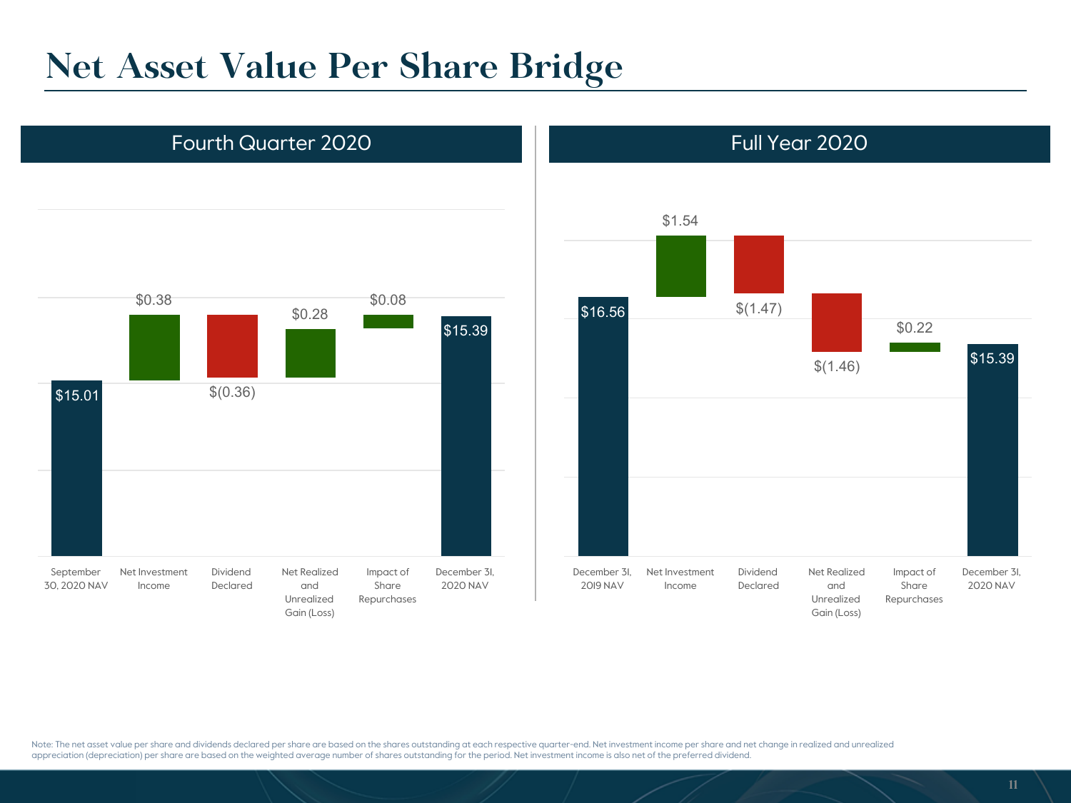# Net Asset Value Per Share Bridge

## Fourth Quarter 2020

| September 30, 2020 NAV | Net Investment Income | Dividend Declared | Net Realized and Unrealized Gain (Loss) | Impact of Share Repurchases | December 31, 2020 NAV |
|---|---|---|---|---|---|
| $15.01 | $0.38 | $(0.36) | $0.28 | $0.08 | $15.39 |

## Full Year 2020

| December 31, 2019 NAV | Net Investment Income | Dividend Declared | Net Realized and Unrealized Gain (Loss) | Impact of Share Repurchases | December 31, 2020 NAV |
|---|---|---|---|---|---|
| $16.56 | $1.54 | $(1.47) | $(1.46) | $0.22 | $15.39 |

Note: The net asset value per share and dividends declared per share are based on the shares outstanding at each respective quarter-end. Net investment income per share and net change in realized and unrealized appreciation (depreciation) per share are based on the weighted average number of shares outstanding for the period. Net investment income is also net of the preferred dividend.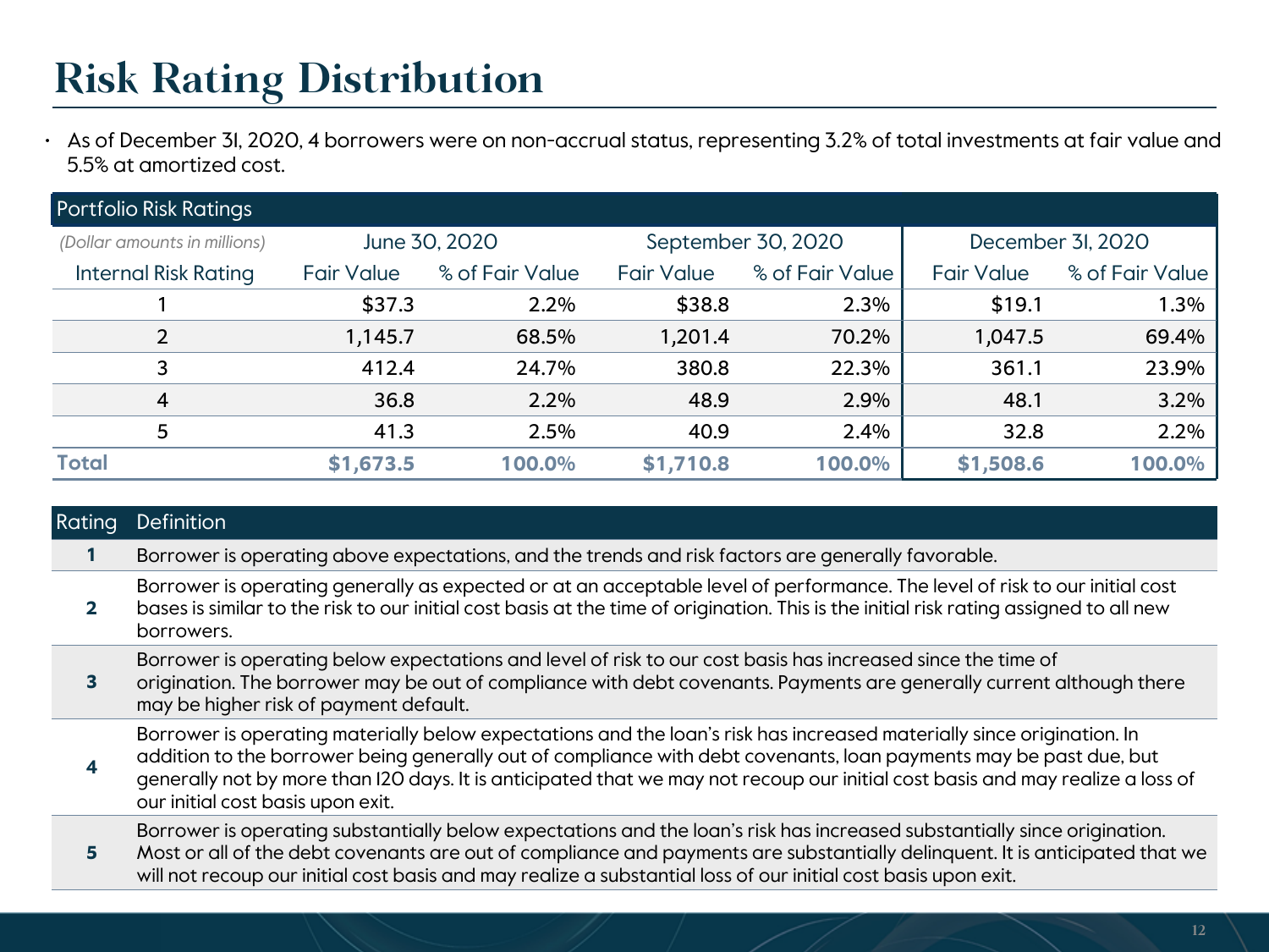# Risk Rating Distribution

- As of December 31, 2020, 4 borrowers were on non-accrual status, representing 3.2% of total investments at fair value and 5.5% at amortized cost.

**Portfolio Risk Ratings**

| *(Dollar amounts in millions)* | June 30, 2020 | | September 30, 2020 | | December 31, 2020 | |
|---|---|---|---|---|---|---|
| Internal Risk Rating | Fair Value | % of Fair Value | Fair Value | % of Fair Value | Fair Value | % of Fair Value |
| 1 | $37.3 | 2.2% | $38.8 | 2.3% | $19.1 | 1.3% |
| 2 | 1,145.7 | 68.5% | 1,201.4 | 70.2% | 1,047.5 | 69.4% |
| 3 | 412.4 | 24.7% | 380.8 | 22.3% | 361.1 | 23.9% |
| 4 | 36.8 | 2.2% | 48.9 | 2.9% | 48.1 | 3.2% |
| 5 | 41.3 | 2.5% | 40.9 | 2.4% | 32.8 | 2.2% |
| **Total** | **$1,673.5** | **100.0%** | **$1,710.8** | **100.0%** | **$1,508.6** | **100.0%** |

| Rating | Definition |
|---|---|
| **1** | Borrower is operating above expectations, and the trends and risk factors are generally favorable. |
| **2** | Borrower is operating generally as expected or at an acceptable level of performance. The level of risk to our initial cost bases is similar to the risk to our initial cost basis at the time of origination. This is the initial risk rating assigned to all new borrowers. |
| **3** | Borrower is operating below expectations and level of risk to our cost basis has increased since the time of origination. The borrower may be out of compliance with debt covenants. Payments are generally current although there may be higher risk of payment default. |
| **4** | Borrower is operating materially below expectations and the loan's risk has increased materially since origination. In addition to the borrower being generally out of compliance with debt covenants, loan payments may be past due, but generally not by more than 120 days. It is anticipated that we may not recoup our initial cost basis and may realize a loss of our initial cost basis upon exit. |
| **5** | Borrower is operating substantially below expectations and the loan's risk has increased substantially since origination. Most or all of the debt covenants are out of compliance and payments are substantially delinquent. It is anticipated that we will not recoup our initial cost basis and may realize a substantial loss of our initial cost basis upon exit. |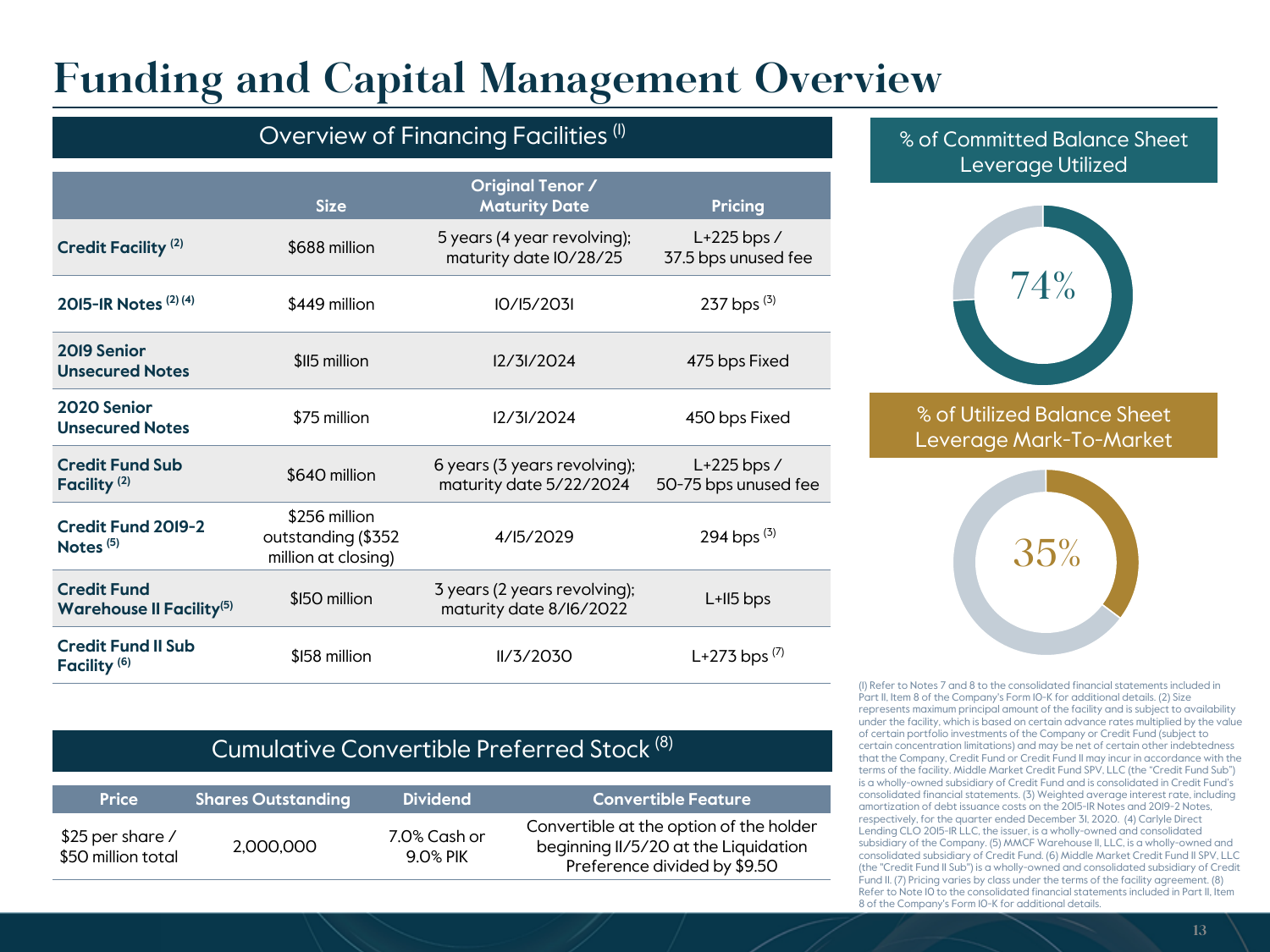# Funding and Capital Management Overview

## Overview of Financing Facilities [1]

| | Size | Original Tenor / Maturity Date | Pricing |
|---|---|---|---|
| **Credit Facility** [2] | $688 million | 5 years (4 year revolving); maturity date 10/28/25 | L+225 bps / 37.5 bps unused fee |
| **2015-1R Notes** [2] [4] | $449 million | 10/15/2031 | 237 bps [3] |
| **2019 Senior Unsecured Notes** | $115 million | 12/31/2024 | 475 bps Fixed |
| **2020 Senior Unsecured Notes** | $75 million | 12/31/2024 | 450 bps Fixed |
| **Credit Fund Sub Facility** [2] | $640 million | 6 years (3 years revolving); maturity date 5/22/2024 | L+225 bps / 50-75 bps unused fee |
| **Credit Fund 2019-2 Notes** [5] | $256 million outstanding ($352 million at closing) | 4/15/2029 | 294 bps [3] |
| **Credit Fund Warehouse II Facility**[5] | $150 million | 3 years (2 years revolving); maturity date 8/16/2022 | L+115 bps |
| **Credit Fund II Sub Facility** [6] | $158 million | 11/3/2030 | L+273 bps [7] |

## Cumulative Convertible Preferred Stock [8]

| Price | Shares Outstanding | Dividend | Convertible Feature |
|---|---|---|---|
| $25 per share / $50 million total | 2,000,000 | 7.0% Cash or 9.0% PIK | Convertible at the option of the holder beginning 11/5/20 at the Liquidation Preference divided by $9.50 |

## % of Committed Balance Sheet Leverage Utilized

74%

## % of Utilized Balance Sheet Leverage Mark-To-Market

35%

(1) Refer to Notes 7 and 8 to the consolidated financial statements included in Part II, Item 8 of the Company's Form 10-K for additional details. (2) Size represents maximum principal amount of the facility and is subject to availability under the facility, which is based on certain advance rates multiplied by the value of certain portfolio investments of the Company or Credit Fund (subject to certain concentration limitations) and may be net of certain other indebtedness that the Company, Credit Fund or Credit Fund II may incur in accordance with the terms of the facility. Middle Market Credit Fund SPV, LLC (the "Credit Fund Sub") is a wholly-owned subsidiary of Credit Fund and is consolidated in Credit Fund's consolidated financial statements. (3) Weighted average interest rate, including amortization of debt issuance costs on the 2015-1R Notes and 2019-2 Notes, respectively, for the quarter ended December 31, 2020. (4) Carlyle Direct Lending CLO 2015-1R LLC, the issuer, is a wholly-owned and consolidated subsidiary of the Company. (5) MMCF Warehouse II, LLC, is a wholly-owned and consolidated subsidiary of Credit Fund. (6) Middle Market Credit Fund II SPV, LLC (the "Credit Fund II Sub") is a wholly-owned and consolidated subsidiary of Credit Fund II. (7) Pricing varies by class under the terms of the facility agreement. (8) Refer to Note 10 to the consolidated financial statements included in Part II, Item 8 of the Company's Form 10-K for additional details.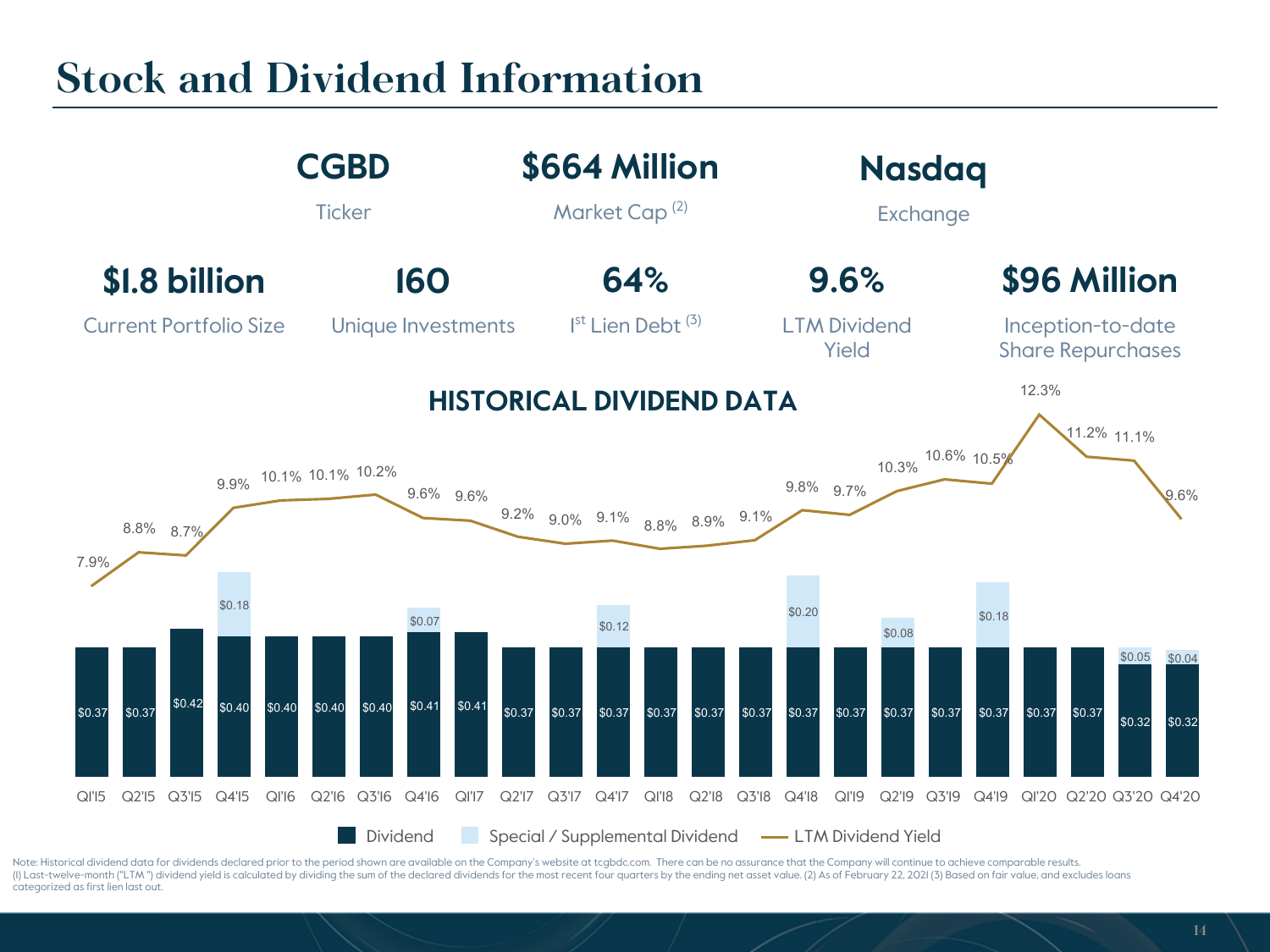# Stock and Dividend Information

**CGBD**
Ticker

**$664 Million**
Market Cap (2)

**Nasdaq**
Exchange

**$1.8 billion**
Current Portfolio Size

**160**
Unique Investments

**64%**
1st Lien Debt (3)

**9.6%**
LTM Dividend Yield

**$96 Million**
Inception-to-date Share Repurchases

## HISTORICAL DIVIDEND DATA

7.9% 8.8% 8.7% 9.9% 10.1% 10.1% 10.2% 9.6% 9.6% 9.2% 9.0% 9.1% 8.8% 8.9% 9.1% 9.8% 9.7% 10.3% 10.6% 10.5% 12.3% 11.2% 11.1% 9.6%

$0.18 $0.07 $0.12 $0.20 $0.08 $0.18 $0.05 $0.04

$0.37 $0.37 $0.42 $0.40 $0.40 $0.40 $0.40 $0.41 $0.41 $0.37 $0.37 $0.37 $0.37 $0.37 $0.37 $0.37 $0.37 $0.37 $0.37 $0.37 $0.37 $0.37 $0.32 $0.32

Q1'15 Q2'15 Q3'15 Q4'15 Q1'16 Q2'16 Q3'16 Q4'16 Q1'17 Q2'17 Q3'17 Q4'17 Q1'18 Q2'18 Q3'18 Q4'18 Q1'19 Q2'19 Q3'19 Q4'19 Q1'20 Q2'20 Q3'20 Q4'20

Dividend / Special / Supplemental Dividend / LTM Dividend Yield

Note: Historical dividend data for dividends declared prior to the period shown are available on the Company's website at tcgbdc.com. There can be no assurance that the Company will continue to achieve comparable results.
(1) Last-twelve-month ("LTM ") dividend yield is calculated by dividing the sum of the declared dividends for the most recent four quarters by the ending net asset value. (2) As of February 22, 2021 (3) Based on fair value, and excludes loans categorized as first lien last out.